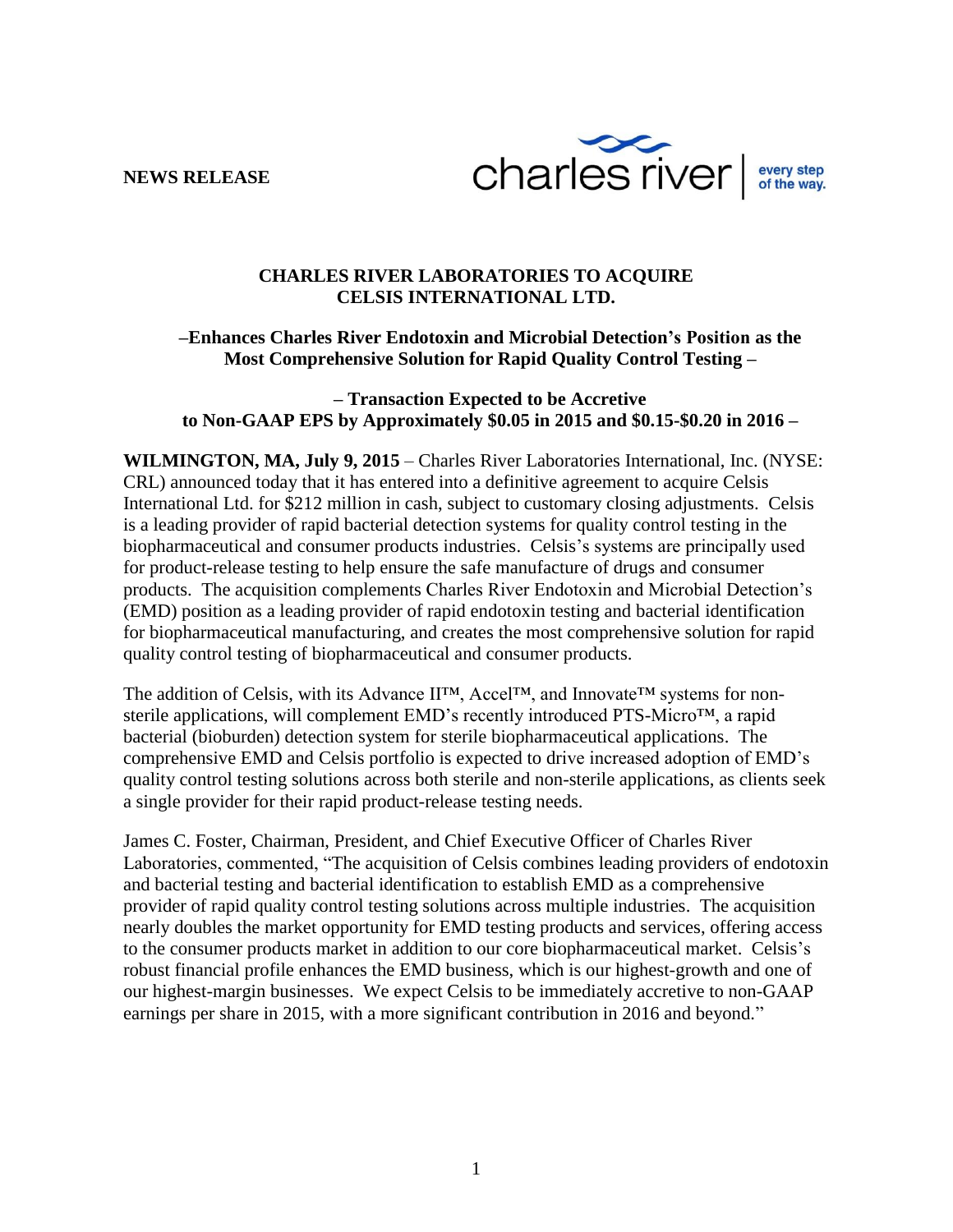**NEWS RELEASE**

# CHARLES RIVER LABORATORIES TO ACQUIRE CELSIS INTERNATIONAL LTD.

**–Enhances Charles River Endotoxin and Microbial Detection's Position as the Most Comprehensive Solution for Rapid Quality Control Testing –**

**– Transaction Expected to be Accretive to Non-GAAP EPS by Approximately $0.05 in 2015 and $0.15-$0.20 in 2016 –**

**WILMINGTON, MA, July 9, 2015** – Charles River Laboratories International, Inc. (NYSE: CRL) announced today that it has entered into a definitive agreement to acquire Celsis International Ltd. for $212 million in cash, subject to customary closing adjustments. Celsis is a leading provider of rapid bacterial detection systems for quality control testing in the biopharmaceutical and consumer products industries. Celsis's systems are principally used for product-release testing to help ensure the safe manufacture of drugs and consumer products. The acquisition complements Charles River Endotoxin and Microbial Detection's (EMD) position as a leading provider of rapid endotoxin testing and bacterial identification for biopharmaceutical manufacturing, and creates the most comprehensive solution for rapid quality control testing of biopharmaceutical and consumer products.

The addition of Celsis, with its Advance II™, Accel™, and Innovate™ systems for non-sterile applications, will complement EMD's recently introduced PTS-Micro™, a rapid bacterial (bioburden) detection system for sterile biopharmaceutical applications. The comprehensive EMD and Celsis portfolio is expected to drive increased adoption of EMD's quality control testing solutions across both sterile and non-sterile applications, as clients seek a single provider for their rapid product-release testing needs.

James C. Foster, Chairman, President, and Chief Executive Officer of Charles River Laboratories, commented, "The acquisition of Celsis combines leading providers of endotoxin and bacterial testing and bacterial identification to establish EMD as a comprehensive provider of rapid quality control testing solutions across multiple industries. The acquisition nearly doubles the market opportunity for EMD testing products and services, offering access to the consumer products market in addition to our core biopharmaceutical market. Celsis's robust financial profile enhances the EMD business, which is our highest-growth and one of our highest-margin businesses. We expect Celsis to be immediately accretive to non-GAAP earnings per share in 2015, with a more significant contribution in 2016 and beyond."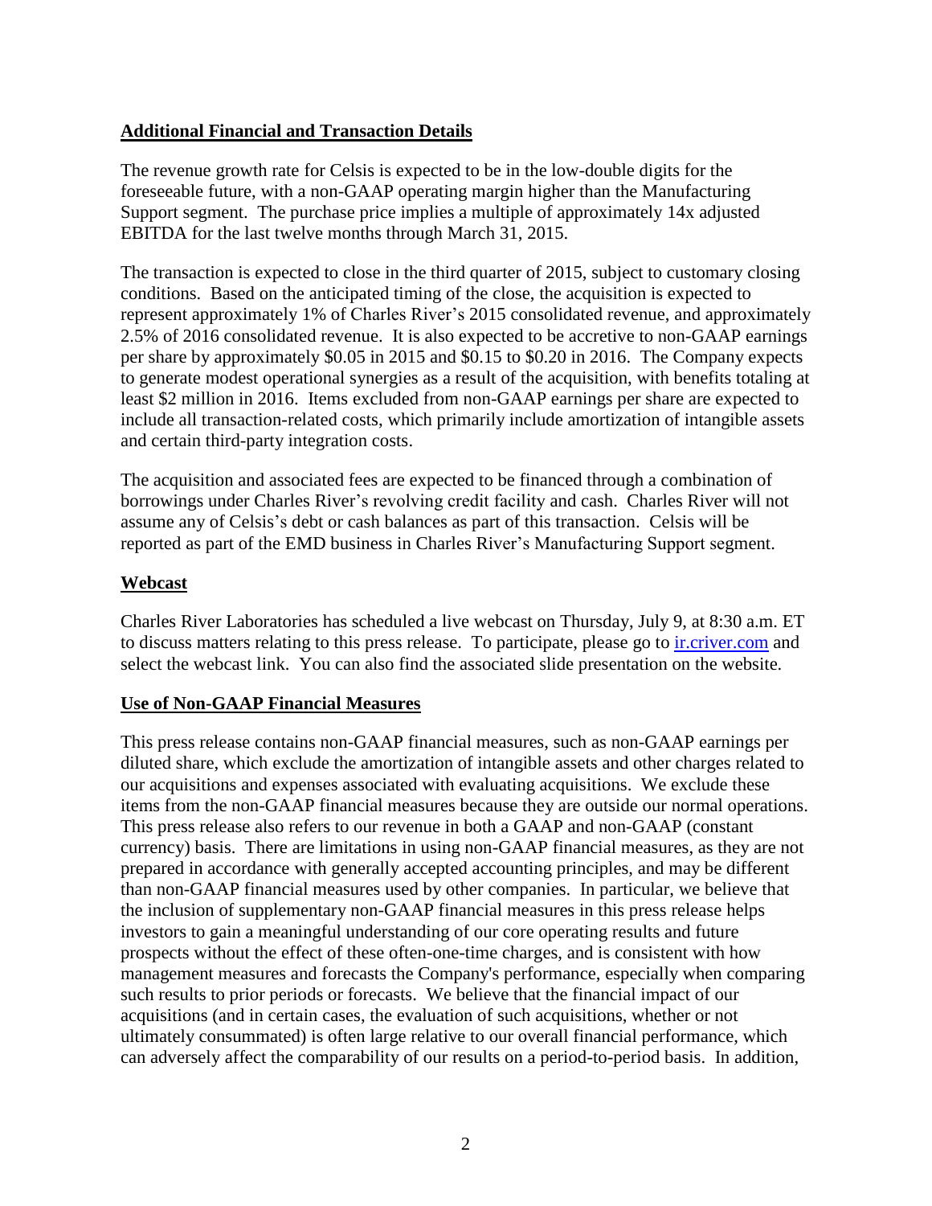## **Additional Financial and Transaction Details**

The revenue growth rate for Celsis is expected to be in the low-double digits for the foreseeable future, with a non-GAAP operating margin higher than the Manufacturing Support segment. The purchase price implies a multiple of approximately 14x adjusted EBITDA for the last twelve months through March 31, 2015.

The transaction is expected to close in the third quarter of 2015, subject to customary closing conditions. Based on the anticipated timing of the close, the acquisition is expected to represent approximately 1% of Charles River's 2015 consolidated revenue, and approximately 2.5% of 2016 consolidated revenue. It is also expected to be accretive to non-GAAP earnings per share by approximately $0.05 in 2015 and $0.15 to $0.20 in 2016. The Company expects to generate modest operational synergies as a result of the acquisition, with benefits totaling at least $2 million in 2016. Items excluded from non-GAAP earnings per share are expected to include all transaction-related costs, which primarily include amortization of intangible assets and certain third-party integration costs.

The acquisition and associated fees are expected to be financed through a combination of borrowings under Charles River's revolving credit facility and cash. Charles River will not assume any of Celsis's debt or cash balances as part of this transaction. Celsis will be reported as part of the EMD business in Charles River's Manufacturing Support segment.

## **Webcast**

Charles River Laboratories has scheduled a live webcast on Thursday, July 9, at 8:30 a.m. ET to discuss matters relating to this press release. To participate, please go to [ir.criver.com](ir.criver.com) and select the webcast link. You can also find the associated slide presentation on the website.

## **Use of Non-GAAP Financial Measures**

This press release contains non-GAAP financial measures, such as non-GAAP earnings per diluted share, which exclude the amortization of intangible assets and other charges related to our acquisitions and expenses associated with evaluating acquisitions. We exclude these items from the non-GAAP financial measures because they are outside our normal operations. This press release also refers to our revenue in both a GAAP and non-GAAP (constant currency) basis. There are limitations in using non-GAAP financial measures, as they are not prepared in accordance with generally accepted accounting principles, and may be different than non-GAAP financial measures used by other companies. In particular, we believe that the inclusion of supplementary non-GAAP financial measures in this press release helps investors to gain a meaningful understanding of our core operating results and future prospects without the effect of these often-one-time charges, and is consistent with how management measures and forecasts the Company's performance, especially when comparing such results to prior periods or forecasts. We believe that the financial impact of our acquisitions (and in certain cases, the evaluation of such acquisitions, whether or not ultimately consummated) is often large relative to our overall financial performance, which can adversely affect the comparability of our results on a period-to-period basis. In addition,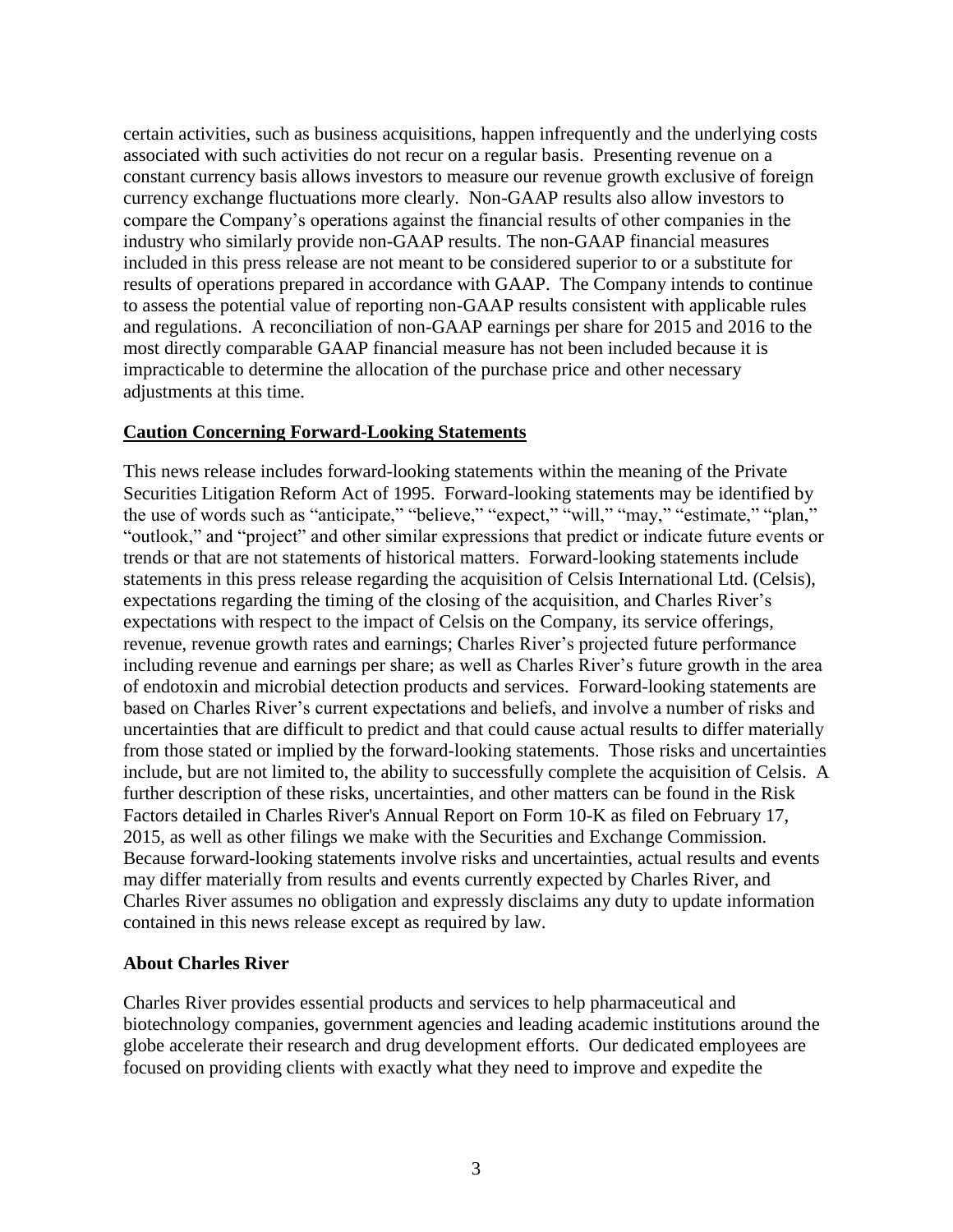certain activities, such as business acquisitions, happen infrequently and the underlying costs associated with such activities do not recur on a regular basis. Presenting revenue on a constant currency basis allows investors to measure our revenue growth exclusive of foreign currency exchange fluctuations more clearly. Non-GAAP results also allow investors to compare the Company's operations against the financial results of other companies in the industry who similarly provide non-GAAP results. The non-GAAP financial measures included in this press release are not meant to be considered superior to or a substitute for results of operations prepared in accordance with GAAP. The Company intends to continue to assess the potential value of reporting non-GAAP results consistent with applicable rules and regulations. A reconciliation of non-GAAP earnings per share for 2015 and 2016 to the most directly comparable GAAP financial measure has not been included because it is impracticable to determine the allocation of the purchase price and other necessary adjustments at this time.

**Caution Concerning Forward-Looking Statements**

This news release includes forward-looking statements within the meaning of the Private Securities Litigation Reform Act of 1995. Forward-looking statements may be identified by the use of words such as "anticipate," "believe," "expect," "will," "may," "estimate," "plan," "outlook," and "project" and other similar expressions that predict or indicate future events or trends or that are not statements of historical matters. Forward-looking statements include statements in this press release regarding the acquisition of Celsis International Ltd. (Celsis), expectations regarding the timing of the closing of the acquisition, and Charles River's expectations with respect to the impact of Celsis on the Company, its service offerings, revenue, revenue growth rates and earnings; Charles River's projected future performance including revenue and earnings per share; as well as Charles River's future growth in the area of endotoxin and microbial detection products and services. Forward-looking statements are based on Charles River's current expectations and beliefs, and involve a number of risks and uncertainties that are difficult to predict and that could cause actual results to differ materially from those stated or implied by the forward-looking statements. Those risks and uncertainties include, but are not limited to, the ability to successfully complete the acquisition of Celsis. A further description of these risks, uncertainties, and other matters can be found in the Risk Factors detailed in Charles River's Annual Report on Form 10-K as filed on February 17, 2015, as well as other filings we make with the Securities and Exchange Commission. Because forward-looking statements involve risks and uncertainties, actual results and events may differ materially from results and events currently expected by Charles River, and Charles River assumes no obligation and expressly disclaims any duty to update information contained in this news release except as required by law.

**About Charles River**

Charles River provides essential products and services to help pharmaceutical and biotechnology companies, government agencies and leading academic institutions around the globe accelerate their research and drug development efforts. Our dedicated employees are focused on providing clients with exactly what they need to improve and expedite the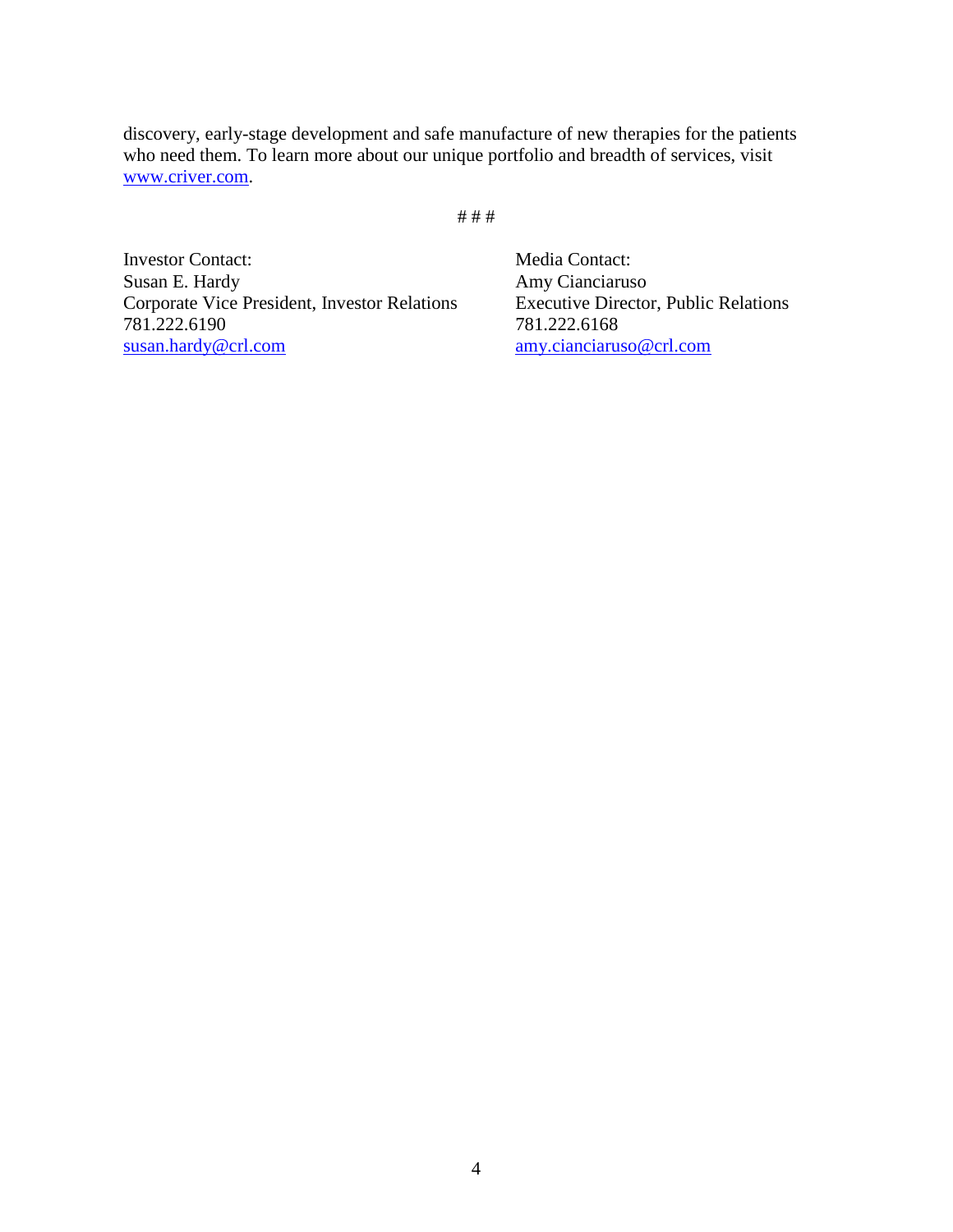discovery, early-stage development and safe manufacture of new therapies for the patients who need them. To learn more about our unique portfolio and breadth of services, visit www.criver.com.

# # #

Investor Contact:
Susan E. Hardy
Corporate Vice President, Investor Relations
781.222.6190
susan.hardy@crl.com

Media Contact:
Amy Cianciaruso
Executive Director, Public Relations
781.222.6168
amy.cianciaruso@crl.com